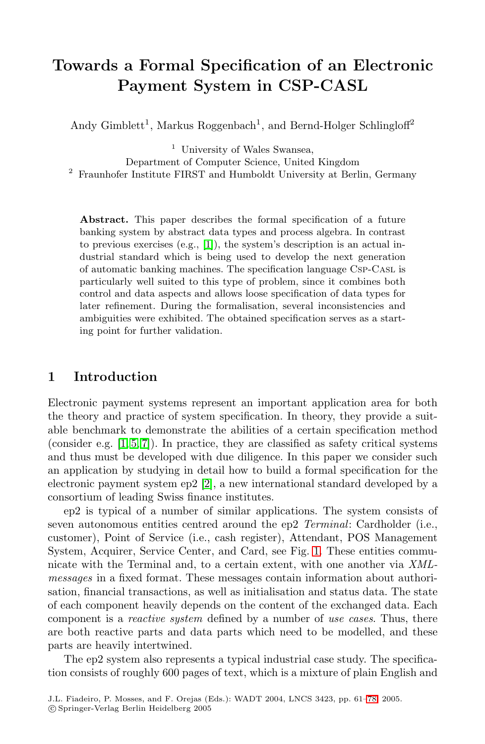# Towards a Formal Specification of an Electronic Payment System in CSP-CASL

Andy Gimblett[1], Markus Roggenbach[1], and Bernd-Holger Schlingloff[2]

[1] University of Wales Swansea, Department of Computer Science, United Kingdom
[2] Fraunhofer Institute FIRST and Humboldt University at Berlin, Germany

**Abstract.** This paper describes the formal specification of a future banking system by abstract data types and process algebra. In contrast to previous exercises (e.g., [1]), the system's description is an actual industrial standard which is being used to develop the next generation of automatic banking machines. The specification language CSP-CASL is particularly well suited to this type of problem, since it combines both control and data aspects and allows loose specification of data types for later refinement. During the formalisation, several inconsistencies and ambiguities were exhibited. The obtained specification serves as a starting point for further validation.

## 1 Introduction

Electronic payment systems represent an important application area for both the theory and practice of system specification. In theory, they provide a suitable benchmark to demonstrate the abilities of a certain specification method (consider e.g. [1,5,7]). In practice, they are classified as safety critical systems and thus must be developed with due diligence. In this paper we consider such an application by studying in detail how to build a formal specification for the electronic payment system ep2 [2], a new international standard developed by a consortium of leading Swiss finance institutes.

ep2 is typical of a number of similar applications. The system consists of seven autonomous entities centred around the ep2 *Terminal*: Cardholder (i.e., customer), Point of Service (i.e., cash register), Attendant, POS Management System, Acquirer, Service Center, and Card, see Fig. 1. These entities communicate with the Terminal and, to a certain extent, with one another via *XML-messages* in a fixed format. These messages contain information about authorisation, financial transactions, as well as initialisation and status data. The state of each component heavily depends on the content of the exchanged data. Each component is a *reactive system* defined by a number of *use cases*. Thus, there are both reactive parts and data parts which need to be modelled, and these parts are heavily intertwined.

The ep2 system also represents a typical industrial case study. The specification consists of roughly 600 pages of text, which is a mixture of plain English and

J.L. Fiadeiro, P. Mosses, and F. Orejas (Eds.): WADT 2004, LNCS 3423, pp. 61–78, 2005.
© Springer-Verlag Berlin Heidelberg 2005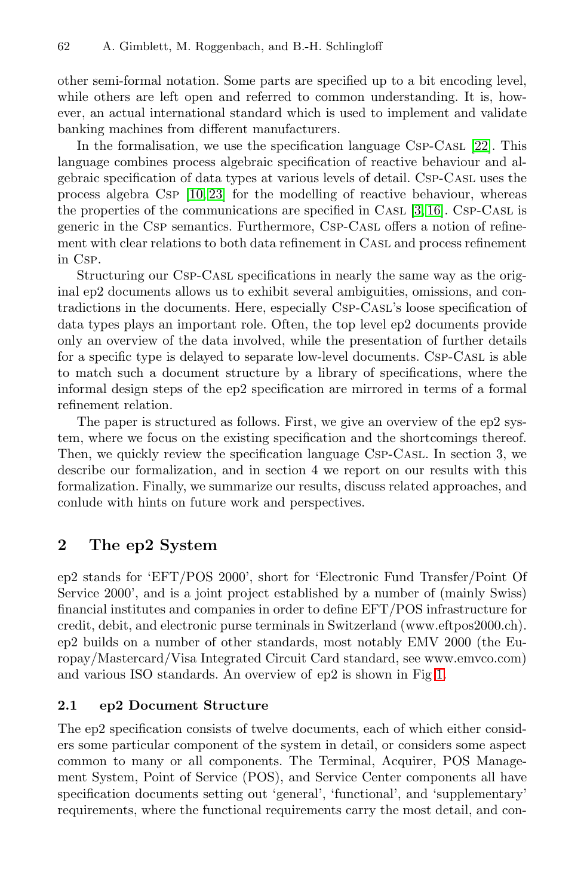other semi-formal notation. Some parts are specified up to a bit encoding level, while others are left open and referred to common understanding. It is, however, an actual international standard which is used to implement and validate banking machines from different manufacturers.

In the formalisation, we use the specification language Csp-Casl [22]. This language combines process algebraic specification of reactive behaviour and algebraic specification of data types at various levels of detail. Csp-Casl uses the process algebra Csp [10, 23] for the modelling of reactive behaviour, whereas the properties of the communications are specified in Casl [3, 16]. Csp-Casl is generic in the Csp semantics. Furthermore, Csp-Casl offers a notion of refinement with clear relations to both data refinement in Casl and process refinement in Csp.

Structuring our Csp-Casl specifications in nearly the same way as the original ep2 documents allows us to exhibit several ambiguities, omissions, and contradictions in the documents. Here, especially Csp-Casl's loose specification of data types plays an important role. Often, the top level ep2 documents provide only an overview of the data involved, while the presentation of further details for a specific type is delayed to separate low-level documents. Csp-Casl is able to match such a document structure by a library of specifications, where the informal design steps of the ep2 specification are mirrored in terms of a formal refinement relation.

The paper is structured as follows. First, we give an overview of the ep2 system, where we focus on the existing specification and the shortcomings thereof. Then, we quickly review the specification language Csp-Casl. In section 3, we describe our formalization, and in section 4 we report on our results with this formalization. Finally, we summarize our results, discuss related approaches, and conlude with hints on future work and perspectives.

## 2 The ep2 System

ep2 stands for 'EFT/POS 2000', short for 'Electronic Fund Transfer/Point Of Service 2000', and is a joint project established by a number of (mainly Swiss) financial institutes and companies in order to define EFT/POS infrastructure for credit, debit, and electronic purse terminals in Switzerland (www.eftpos2000.ch). ep2 builds on a number of other standards, most notably EMV 2000 (the Europay/Mastercard/Visa Integrated Circuit Card standard, see www.emvco.com) and various ISO standards. An overview of ep2 is shown in Fig 1.

### 2.1 ep2 Document Structure

The ep2 specification consists of twelve documents, each of which either considers some particular component of the system in detail, or considers some aspect common to many or all components. The Terminal, Acquirer, POS Management System, Point of Service (POS), and Service Center components all have specification documents setting out 'general', 'functional', and 'supplementary' requirements, where the functional requirements carry the most detail, and con-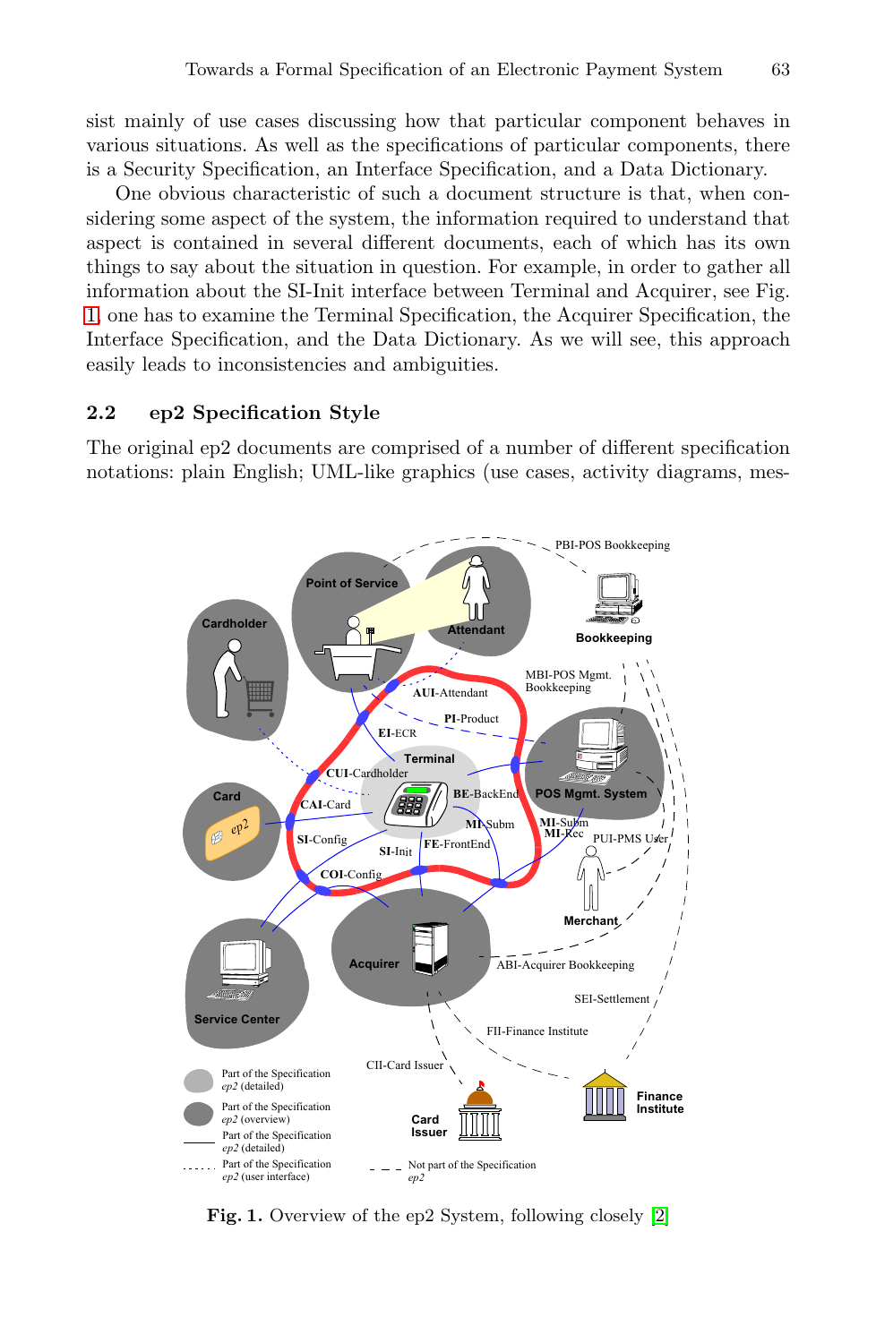sist mainly of use cases discussing how that particular component behaves in various situations. As well as the specifications of particular components, there is a Security Specification, an Interface Specification, and a Data Dictionary.

One obvious characteristic of such a document structure is that, when considering some aspect of the system, the information required to understand that aspect is contained in several different documents, each of which has its own things to say about the situation in question. For example, in order to gather all information about the SI-Init interface between Terminal and Acquirer, see Fig. 1, one has to examine the Terminal Specification, the Acquirer Specification, the Interface Specification, and the Data Dictionary. As we will see, this approach easily leads to inconsistencies and ambiguities.

### 2.2 ep2 Specification Style

The original ep2 documents are comprised of a number of different specification notations: plain English; UML-like graphics (use cases, activity diagrams, mes-

**Fig. 1.** Overview of the ep2 System, following closely [2]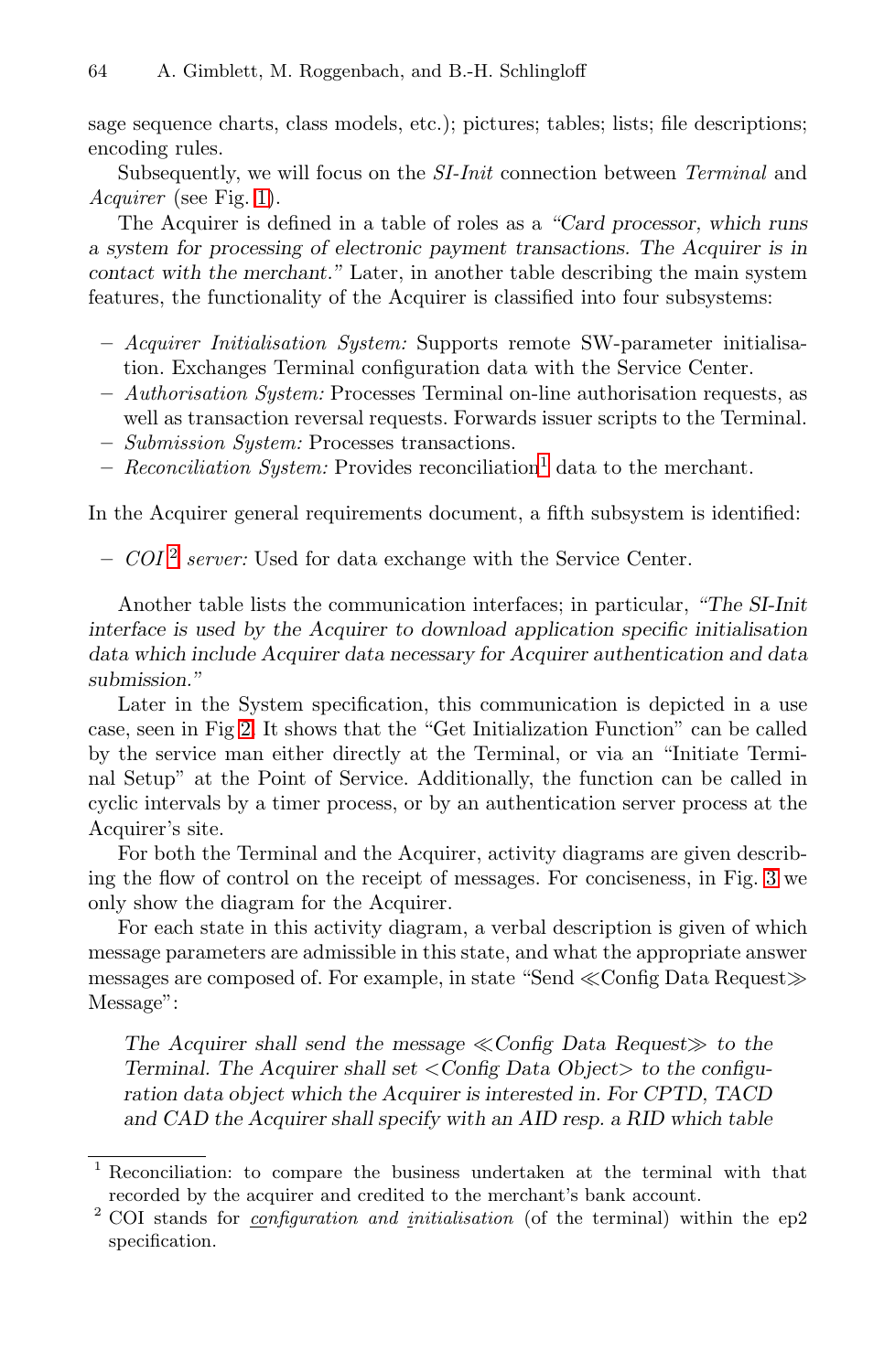sage sequence charts, class models, etc.); pictures; tables; lists; file descriptions; encoding rules.

Subsequently, we will focus on the *SI-Init* connection between *Terminal* and *Acquirer* (see Fig. 1).

The Acquirer is defined in a table of roles as a *"Card processor, which runs a system for processing of electronic payment transactions. The Acquirer is in contact with the merchant."* Later, in another table describing the main system features, the functionality of the Acquirer is classified into four subsystems:

- *Acquirer Initialisation System:* Supports remote SW-parameter initialisation. Exchanges Terminal configuration data with the Service Center.
- *Authorisation System:* Processes Terminal on-line authorisation requests, as well as transaction reversal requests. Forwards issuer scripts to the Terminal.
- *Submission System:* Processes transactions.
- *Reconciliation System:* Provides reconciliation[1] data to the merchant.

In the Acquirer general requirements document, a fifth subsystem is identified:

- *COI*[2] *server:* Used for data exchange with the Service Center.

Another table lists the communication interfaces; in particular, *"The SI-Init interface is used by the Acquirer to download application specific initialisation data which include Acquirer data necessary for Acquirer authentication and data submission."*

Later in the System specification, this communication is depicted in a use case, seen in Fig 2. It shows that the "Get Initialization Function" can be called by the service man either directly at the Terminal, or via an "Initiate Terminal Setup" at the Point of Service. Additionally, the function can be called in cyclic intervals by a timer process, or by an authentication server process at the Acquirer's site.

For both the Terminal and the Acquirer, activity diagrams are given describing the flow of control on the receipt of messages. For conciseness, in Fig. 3 we only show the diagram for the Acquirer.

For each state in this activity diagram, a verbal description is given of which message parameters are admissible in this state, and what the appropriate answer messages are composed of. For example, in state "Send ≪Config Data Request≫ Message":

> *The Acquirer shall send the message ≪Config Data Request≫ to the Terminal. The Acquirer shall set <Config Data Object> to the configuration data object which the Acquirer is interested in. For CPTD, TACD and CAD the Acquirer shall specify with an AID resp. a RID which table*

---

[1] Reconciliation: to compare the business undertaken at the terminal with that recorded by the acquirer and credited to the merchant's bank account.

[2] COI stands for *configuration and initialisation* (of the terminal) within the ep2 specification.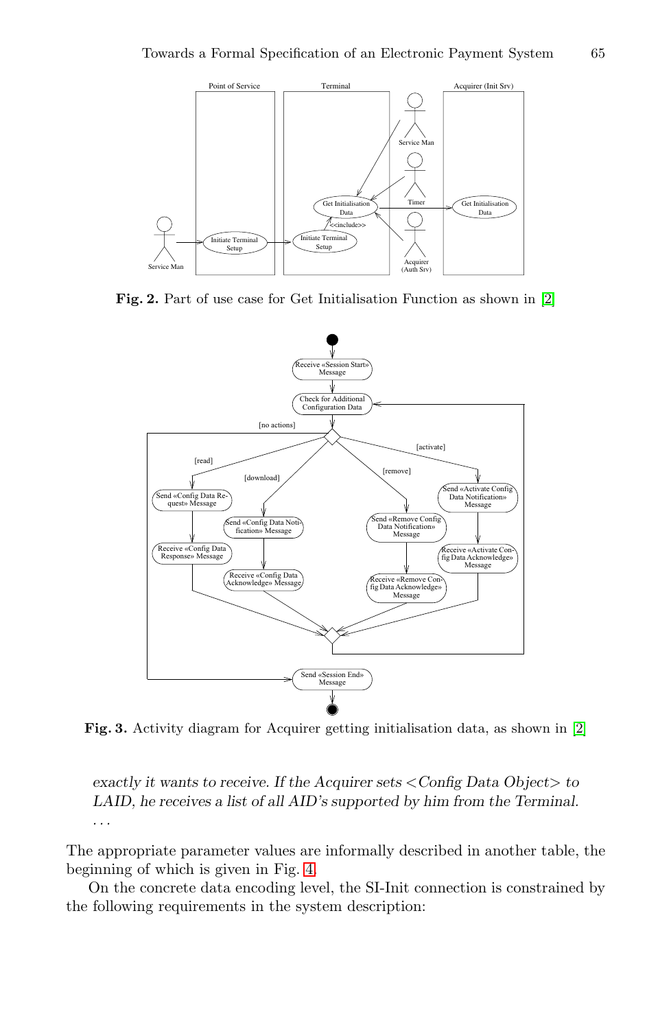Fig. 2. Part of use case for Get Initialisation Function as shown in [2]

Fig. 3. Activity diagram for Acquirer getting initialisation data, as shown in [2]

*exactly it wants to receive. If the Acquirer sets <Config Data Object> to LAID, he receives a list of all AID's supported by him from the Terminal.*
*...*

The appropriate parameter values are informally described in another table, the beginning of which is given in Fig. 4.

On the concrete data encoding level, the SI-Init connection is constrained by the following requirements in the system description: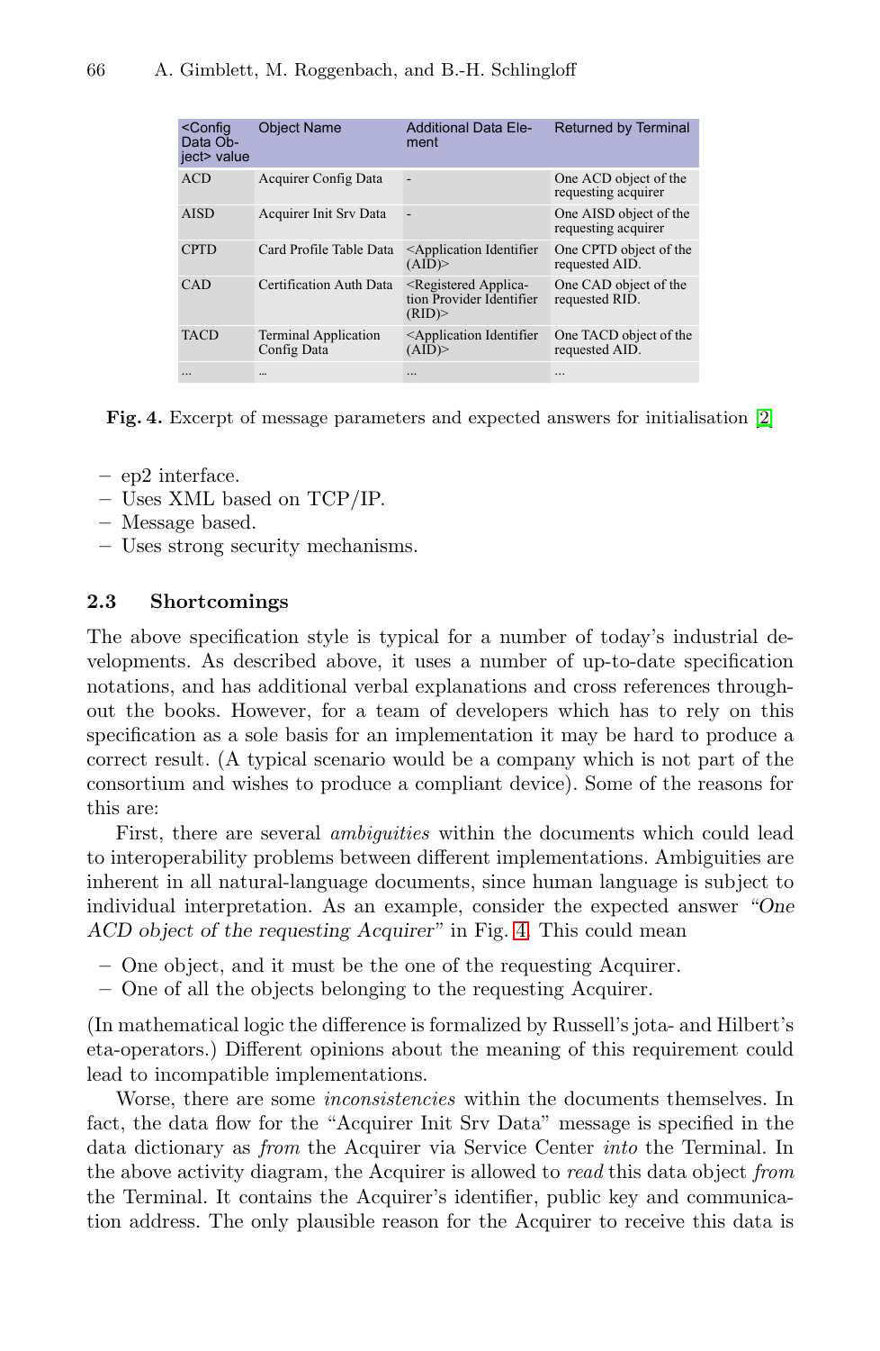| <Config Data Object> value | Object Name | Additional Data Element | Returned by Terminal |
|---|---|---|---|
| ACD | Acquirer Config Data | - | One ACD object of the requesting acquirer |
| AISD | Acquirer Init Srv Data | - | One AISD object of the requesting acquirer |
| CPTD | Card Profile Table Data | <Application Identifier (AID)> | One CPTD object of the requested AID. |
| CAD | Certification Auth Data | <Registered Application Provider Identifier (RID)> | One CAD object of the requested RID. |
| TACD | Terminal Application Config Data | <Application Identifier (AID)> | One TACD object of the requested AID. |
| ... | ... | ... | ... |

**Fig. 4.** Excerpt of message parameters and expected answers for initialisation [2]

- ep2 interface.
- Uses XML based on TCP/IP.
- Message based.
- Uses strong security mechanisms.

### 2.3 Shortcomings

The above specification style is typical for a number of today's industrial developments. As described above, it uses a number of up-to-date specification notations, and has additional verbal explanations and cross references throughout the books. However, for a team of developers which has to rely on this specification as a sole basis for an implementation it may be hard to produce a correct result. (A typical scenario would be a company which is not part of the consortium and wishes to produce a compliant device). Some of the reasons for this are:

First, there are several *ambiguities* within the documents which could lead to interoperability problems between different implementations. Ambiguities are inherent in all natural-language documents, since human language is subject to individual interpretation. As an example, consider the expected answer *"One ACD object of the requesting Acquirer"* in Fig. 4. This could mean

- One object, and it must be the one of the requesting Acquirer.
- One of all the objects belonging to the requesting Acquirer.

(In mathematical logic the difference is formalized by Russell's jota- and Hilbert's eta-operators.) Different opinions about the meaning of this requirement could lead to incompatible implementations.

Worse, there are some *inconsistencies* within the documents themselves. In fact, the data flow for the "Acquirer Init Srv Data" message is specified in the data dictionary as *from* the Acquirer via Service Center *into* the Terminal. In the above activity diagram, the Acquirer is allowed to *read* this data object *from* the Terminal. It contains the Acquirer's identifier, public key and communication address. The only plausible reason for the Acquirer to receive this data is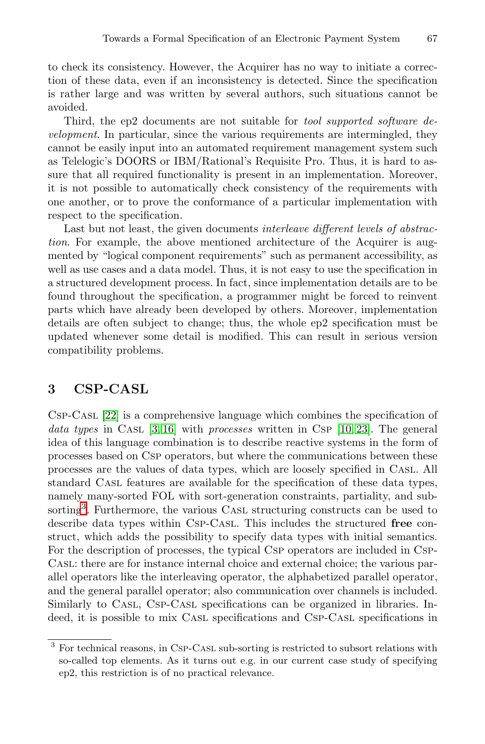to check its consistency. However, the Acquirer has no way to initiate a correction of these data, even if an inconsistency is detected. Since the specification is rather large and was written by several authors, such situations cannot be avoided.

Third, the ep2 documents are not suitable for *tool supported software development*. In particular, since the various requirements are intermingled, they cannot be easily input into an automated requirement management system such as Telelogic's DOORS or IBM/Rational's Requisite Pro. Thus, it is hard to assure that all required functionality is present in an implementation. Moreover, it is not possible to automatically check consistency of the requirements with one another, or to prove the conformance of a particular implementation with respect to the specification.

Last but not least, the given documents *interleave different levels of abstraction*. For example, the above mentioned architecture of the Acquirer is augmented by "logical component requirements" such as permanent accessibility, as well as use cases and a data model. Thus, it is not easy to use the specification in a structured development process. In fact, since implementation details are to be found throughout the specification, a programmer might be forced to reinvent parts which have already been developed by others. Moreover, implementation details are often subject to change; thus, the whole ep2 specification must be updated whenever some detail is modified. This can result in serious version compatibility problems.

## 3 CSP-CASL

Csp-Casl [22] is a comprehensive language which combines the specification of *data types* in Casl [3,16] with *processes* written in Csp [10,23]. The general idea of this language combination is to describe reactive systems in the form of processes based on Csp operators, but where the communications between these processes are the values of data types, which are loosely specified in Casl. All standard Casl features are available for the specification of these data types, namely many-sorted FOL with sort-generation constraints, partiality, and subsorting[3]. Furthermore, the various Casl structuring constructs can be used to describe data types within Csp-Casl. This includes the structured **free** construct, which adds the possibility to specify data types with initial semantics. For the description of processes, the typical Csp operators are included in Csp-Casl: there are for instance internal choice and external choice; the various parallel operators like the interleaving operator, the alphabetized parallel operator, and the general parallel operator; also communication over channels is included. Similarly to Casl, Csp-Casl specifications can be organized in libraries. Indeed, it is possible to mix Casl specifications and Csp-Casl specifications in

[3] For technical reasons, in Csp-Casl sub-sorting is restricted to subsort relations with so-called top elements. As it turns out e.g. in our current case study of specifying ep2, this restriction is of no practical relevance.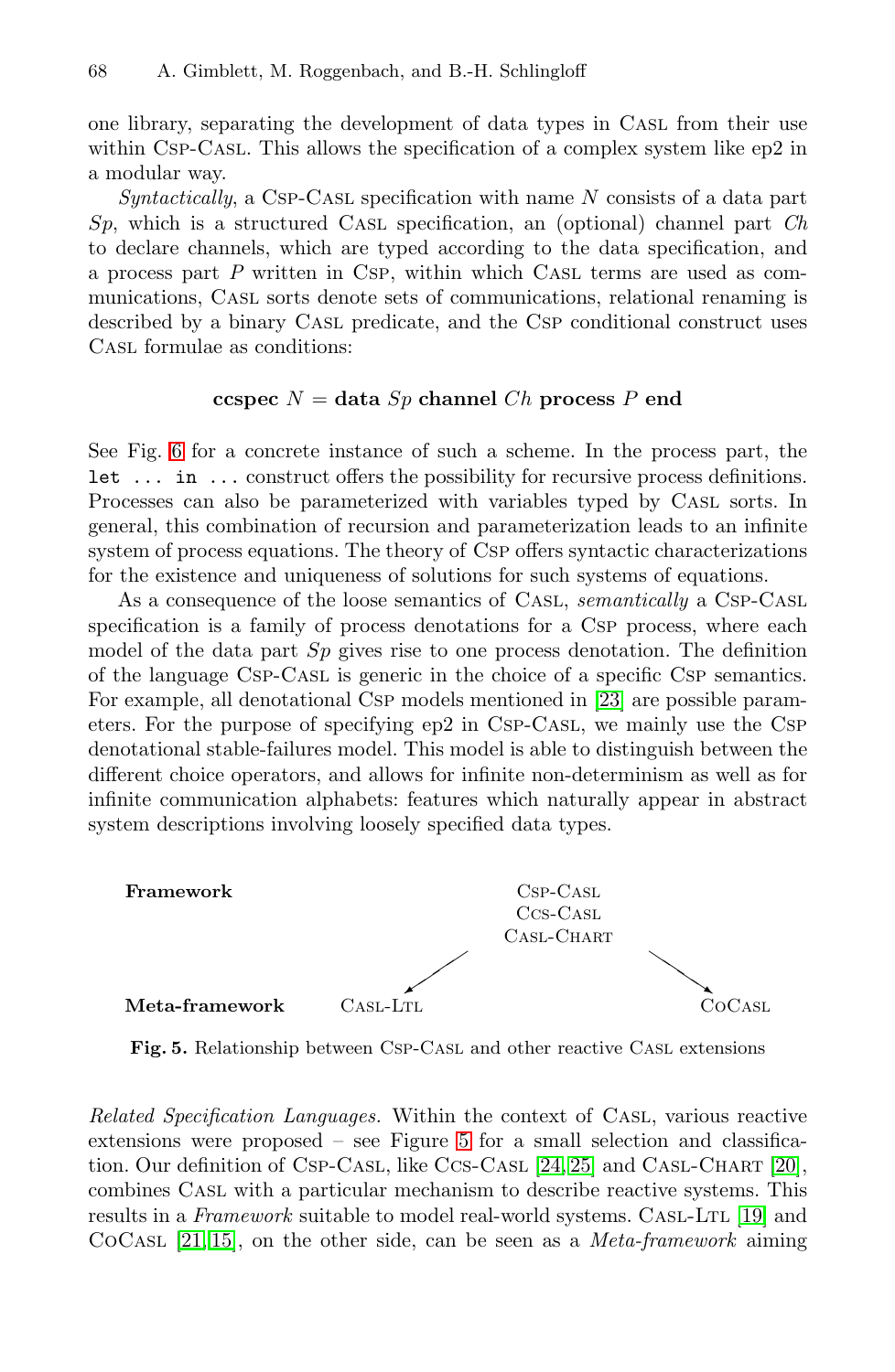one library, separating the development of data types in Casl from their use within Csp-Casl. This allows the specification of a complex system like ep2 in a modular way.

*Syntactically*, a Csp-Casl specification with name $N$ consists of a data part $Sp$, which is a structured Casl specification, an (optional) channel part $Ch$ to declare channels, which are typed according to the data specification, and a process part $P$ written in Csp, within which Casl terms are used as communications, Casl sorts denote sets of communications, relational renaming is described by a binary Casl predicate, and the Csp conditional construct uses Casl formulae as conditions:

$$\textbf{ccspec } N = \textbf{data } Sp \textbf{ channel } Ch \textbf{ process } P \textbf{ end}$$

See Fig. 6 for a concrete instance of such a scheme. In the process part, the `let ... in ...` construct offers the possibility for recursive process definitions. Processes can also be parameterized with variables typed by Casl sorts. In general, this combination of recursion and parameterization leads to an infinite system of process equations. The theory of Csp offers syntactic characterizations for the existence and uniqueness of solutions for such systems of equations.

As a consequence of the loose semantics of Casl, *semantically* a Csp-Casl specification is a family of process denotations for a Csp process, where each model of the data part $Sp$ gives rise to one process denotation. The definition of the language Csp-Casl is generic in the choice of a specific Csp semantics. For example, all denotational Csp models mentioned in [23] are possible parameters. For the purpose of specifying ep2 in Csp-Casl, we mainly use the Csp denotational stable-failures model. This model is able to distinguish between the different choice operators, and allows for infinite non-determinism as well as for infinite communication alphabets: features which naturally appear in abstract system descriptions involving loosely specified data types.

**Framework**

Csp-Casl
Ccs-Casl
Casl-Chart

**Meta-framework**

Casl-Ltl

CoCasl

**Fig. 5.** Relationship between Csp-Casl and other reactive Casl extensions

*Related Specification Languages.* Within the context of Casl, various reactive extensions were proposed – see Figure 5 for a small selection and classification. Our definition of Csp-Casl, like Ccs-Casl [24,25] and Casl-Chart [20], combines Casl with a particular mechanism to describe reactive systems. This results in a *Framework* suitable to model real-world systems. Casl-Ltl [19] and CoCasl [21,15], on the other side, can be seen as a *Meta-framework* aiming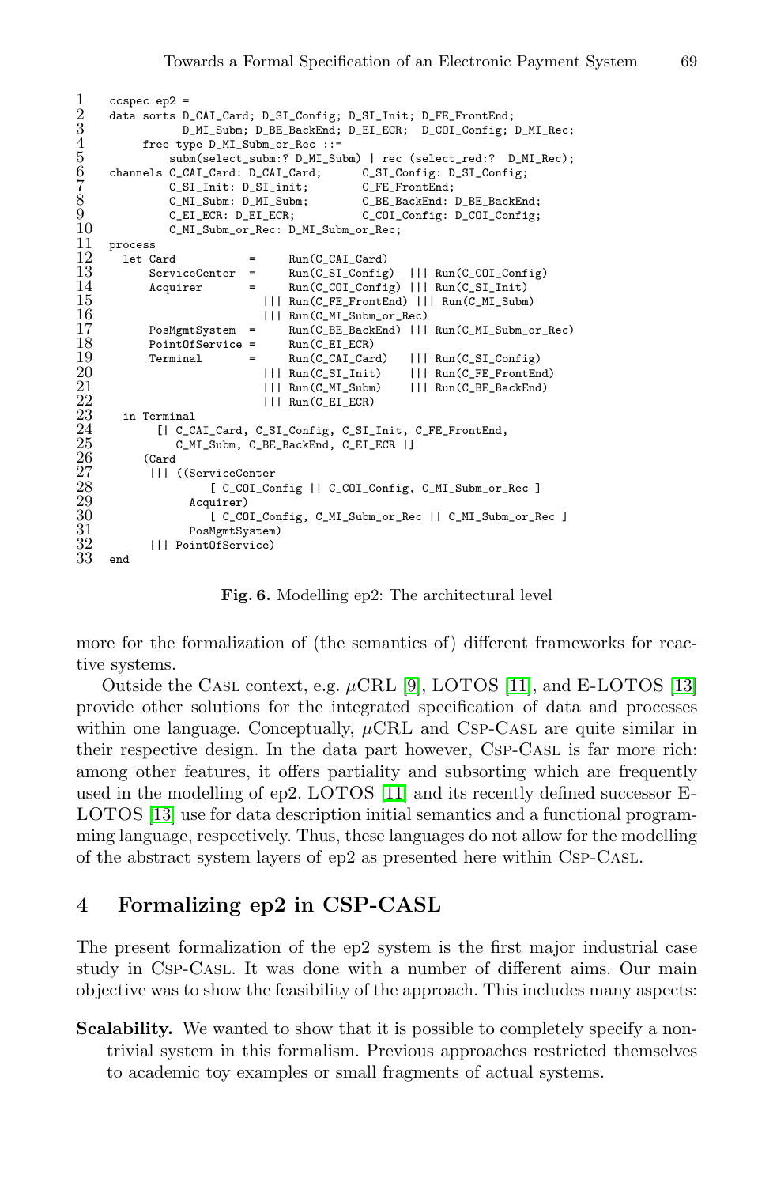```
1   ccspec ep2 =
2   data sorts D_CAI_Card; D_SI_Config; D_SI_Init; D_FE_FrontEnd;
3              D_MI_Subm; D_BE_BackEnd; D_EI_ECR;  D_COI_Config; D_MI_Rec;
4        free type D_MI_Subm_or_Rec ::=
5            subm(select_subm:? D_MI_Subm) | rec (select_red:?  D_MI_Rec);
6   channels C_CAI_Card: D_CAI_Card;       C_SI_Config: D_SI_Config;
7            C_SI_Init: D_SI_init;         C_FE_FrontEnd;
8            C_MI_Subm: D_MI_Subm;         C_BE_BackEnd: D_BE_BackEnd;
9            C_EI_ECR: D_EI_ECR;           C_COI_Config: D_COI_Config;
10           C_MI_Subm_or_Rec: D_MI_Subm_or_Rec;
11  process
12    let Card           =     Run(C_CAI_Card)
13        ServiceCenter  =     Run(C_SI_Config)  ||| Run(C_COI_Config)
14        Acquirer       =     Run(C_COI_Config) ||| Run(C_SI_Init)
15                         ||| Run(C_FE_FrontEnd) ||| Run(C_MI_Subm)
16                         ||| Run(C_MI_Subm_or_Rec)
17        PosMgmtSystem  =     Run(C_BE_BackEnd) ||| Run(C_MI_Subm_or_Rec)
18        PointOfService =     Run(C_EI_ECR)
19        Terminal       =     Run(C_CAI_Card)   ||| Run(C_SI_Config)
20                         ||| Run(C_SI_Init)    ||| Run(C_FE_FrontEnd)
21                         ||| Run(C_MI_Subm)    ||| Run(C_BE_BackEnd)
22                         ||| Run(C_EI_ECR)
23    in Terminal
24         [| C_CAI_Card, C_SI_Config, C_SI_Init, C_FE_FrontEnd,
25            C_MI_Subm, C_BE_BackEnd, C_EI_ECR |]
26       (Card
27        ||| ((ServiceCenter
28                [ C_COI_Config || C_COI_Config, C_MI_Subm_or_Rec ]
29             Acquirer)
30                [ C_COI_Config, C_MI_Subm_or_Rec || C_MI_Subm_or_Rec ]
31             PosMgmtSystem)
32        ||| PointOfService)
33  end
```

**Fig. 6.** Modelling ep2: The architectural level

more for the formalization of (the semantics of) different frameworks for reactive systems.

Outside the Casl context, e.g. $\mu$CRL [9], LOTOS [11], and E-LOTOS [13] provide other solutions for the integrated specification of data and processes within one language. Conceptually, $\mu$CRL and Csp-Casl are quite similar in their respective design. In the data part however, Csp-Casl is far more rich: among other features, it offers partiality and subsorting which are frequently used in the modelling of ep2. LOTOS [11] and its recently defined successor E-LOTOS [13] use for data description initial semantics and a functional programming language, respectively. Thus, these languages do not allow for the modelling of the abstract system layers of ep2 as presented here within Csp-Casl.

## 4 Formalizing ep2 in CSP-CASL

The present formalization of the ep2 system is the first major industrial case study in Csp-Casl. It was done with a number of different aims. Our main objective was to show the feasibility of the approach. This includes many aspects:

**Scalability.** We wanted to show that it is possible to completely specify a non-trivial system in this formalism. Previous approaches restricted themselves to academic toy examples or small fragments of actual systems.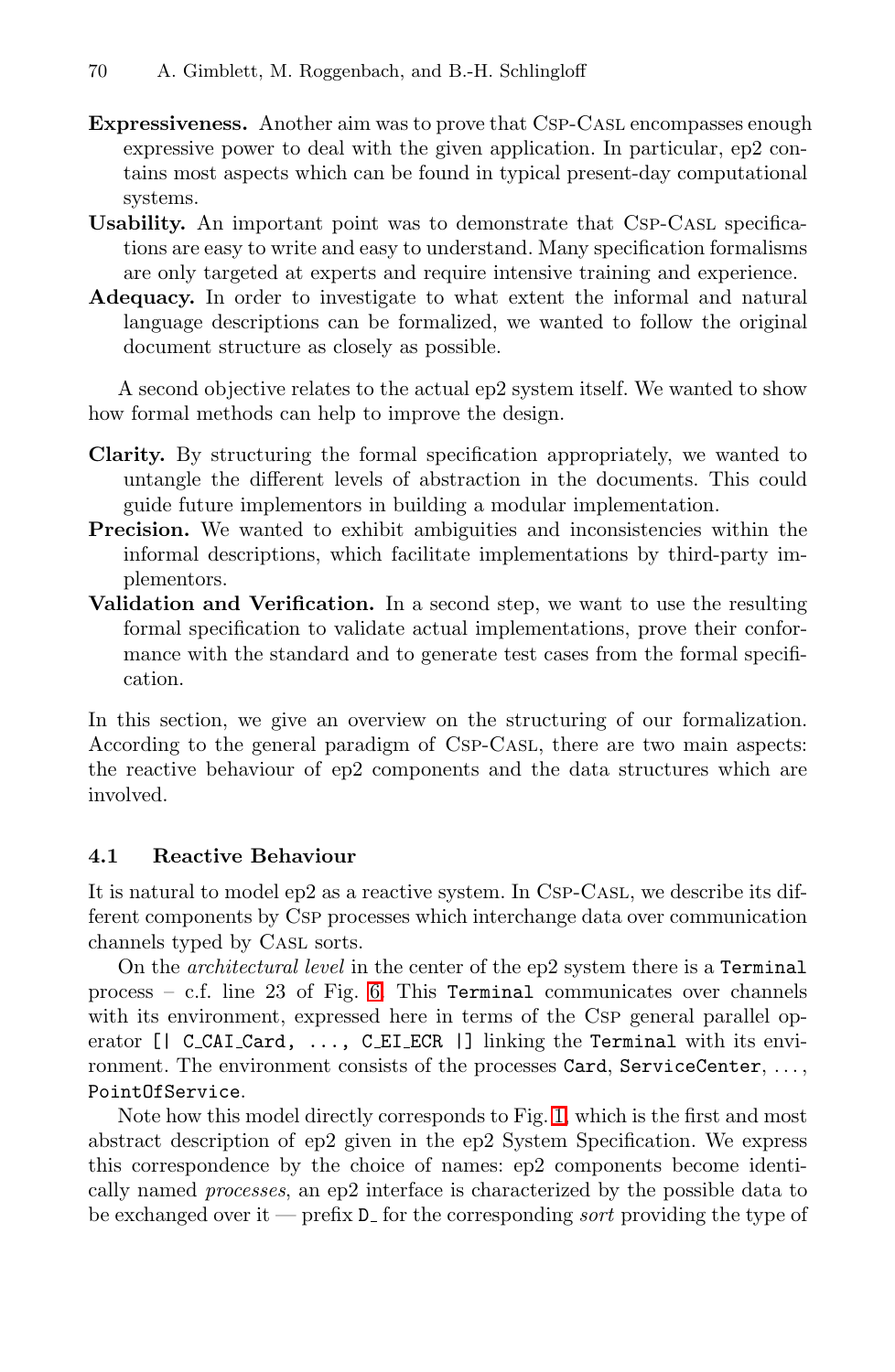**Expressiveness.** Another aim was to prove that Csp-Casl encompasses enough expressive power to deal with the given application. In particular, ep2 contains most aspects which can be found in typical present-day computational systems.

**Usability.** An important point was to demonstrate that Csp-Casl specifications are easy to write and easy to understand. Many specification formalisms are only targeted at experts and require intensive training and experience.

**Adequacy.** In order to investigate to what extent the informal and natural language descriptions can be formalized, we wanted to follow the original document structure as closely as possible.

A second objective relates to the actual ep2 system itself. We wanted to show how formal methods can help to improve the design.

**Clarity.** By structuring the formal specification appropriately, we wanted to untangle the different levels of abstraction in the documents. This could guide future implementors in building a modular implementation.

**Precision.** We wanted to exhibit ambiguities and inconsistencies within the informal descriptions, which facilitate implementations by third-party implementors.

**Validation and Verification.** In a second step, we want to use the resulting formal specification to validate actual implementations, prove their conformance with the standard and to generate test cases from the formal specification.

In this section, we give an overview on the structuring of our formalization. According to the general paradigm of Csp-Casl, there are two main aspects: the reactive behaviour of ep2 components and the data structures which are involved.

### 4.1 Reactive Behaviour

It is natural to model ep2 as a reactive system. In Csp-Casl, we describe its different components by Csp processes which interchange data over communication channels typed by Casl sorts.

On the *architectural level* in the center of the ep2 system there is a `Terminal` process – c.f. line 23 of Fig. 6. This `Terminal` communicates over channels with its environment, expressed here in terms of the Csp general parallel operator `[| C_CAI_Card, ..., C_EI_ECR |]` linking the `Terminal` with its environment. The environment consists of the processes `Card`, `ServiceCenter`, ..., `PointOfService`.

Note how this model directly corresponds to Fig. 1, which is the first and most abstract description of ep2 given in the ep2 System Specification. We express this correspondence by the choice of names: ep2 components become identically named *processes*, an ep2 interface is characterized by the possible data to be exchanged over it — prefix `D_` for the corresponding *sort* providing the type of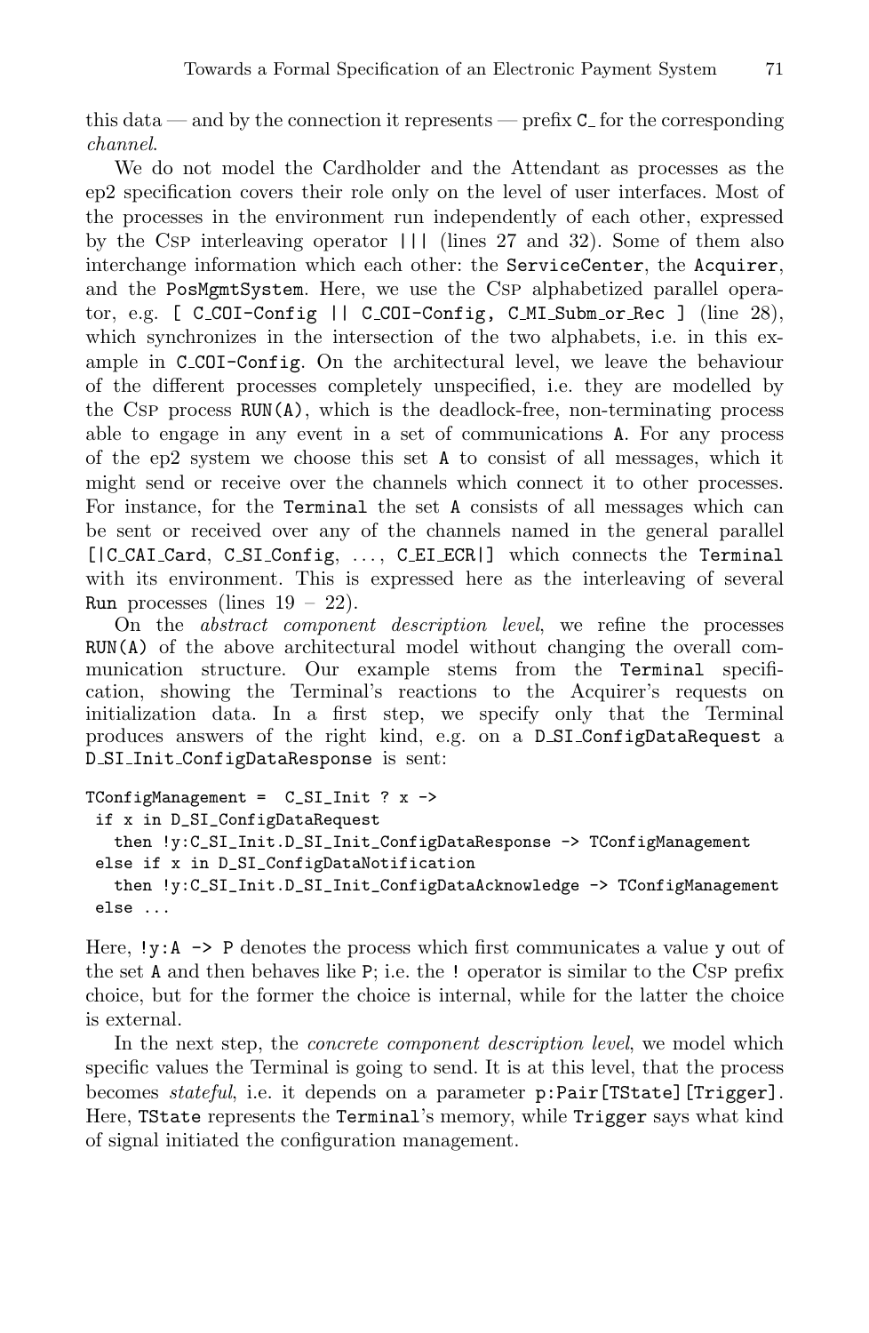this data — and by the connection it represents — prefix `C_` for the corresponding *channel*.

We do not model the Cardholder and the Attendant as processes as the ep2 specification covers their role only on the level of user interfaces. Most of the processes in the environment run independently of each other, expressed by the Csp interleaving operator `|||` (lines 27 and 32). Some of them also interchange information which each other: the `ServiceCenter`, the `Acquirer`, and the `PosMgmtSystem`. Here, we use the Csp alphabetized parallel operator, e.g. `[ C_COI-Config || C_COI-Config, C_MI_Subm_or_Rec ]` (line 28), which synchronizes in the intersection of the two alphabets, i.e. in this example in `C_COI-Config`. On the architectural level, we leave the behaviour of the different processes completely unspecified, i.e. they are modelled by the Csp process `RUN(A)`, which is the deadlock-free, non-terminating process able to engage in any event in a set of communications `A`. For any process of the ep2 system we choose this set `A` to consist of all messages, which it might send or receive over the channels which connect it to other processes. For instance, for the `Terminal` the set `A` consists of all messages which can be sent or received over any of the channels named in the general parallel `[|C_CAI_Card, C_SI_Config, ..., C_EI_ECR|]` which connects the `Terminal` with its environment. This is expressed here as the interleaving of several `Run` processes (lines 19 – 22).

On the *abstract component description level*, we refine the processes `RUN(A)` of the above architectural model without changing the overall communication structure. Our example stems from the `Terminal` specification, showing the Terminal's reactions to the Acquirer's requests on initialization data. In a first step, we specify only that the Terminal produces answers of the right kind, e.g. on a `D_SI_ConfigDataRequest` a `D_SI_Init_ConfigDataResponse` is sent:

```
TConfigManagement =  C_SI_Init ? x ->
 if x in D_SI_ConfigDataRequest
   then !y:C_SI_Init.D_SI_Init_ConfigDataResponse -> TConfigManagement
 else if x in D_SI_ConfigDataNotification
   then !y:C_SI_Init.D_SI_Init_ConfigDataAcknowledge -> TConfigManagement
 else ...
```

Here, `!y:A -> P` denotes the process which first communicates a value `y` out of the set `A` and then behaves like `P`; i.e. the `!` operator is similar to the Csp prefix choice, but for the former the choice is internal, while for the latter the choice is external.

In the next step, the *concrete component description level*, we model which specific values the Terminal is going to send. It is at this level, that the process becomes *stateful*, i.e. it depends on a parameter `p:Pair[TState][Trigger]`. Here, `TState` represents the `Terminal`'s memory, while `Trigger` says what kind of signal initiated the configuration management.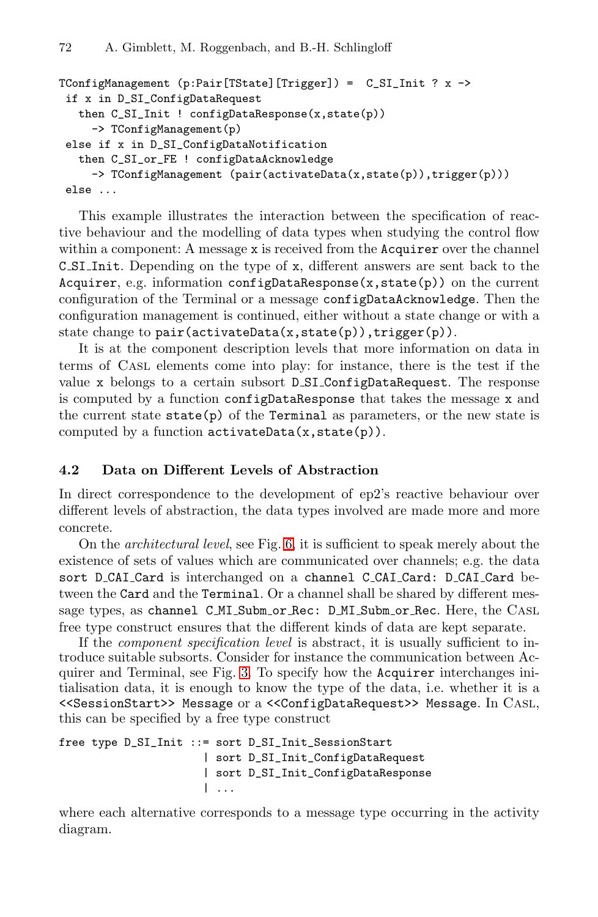```
TConfigManagement (p:Pair[TState][Trigger]) =  C_SI_Init ? x ->
 if x in D_SI_ConfigDataRequest
   then C_SI_Init ! configDataResponse(x,state(p))
     -> TConfigManagement(p)
 else if x in D_SI_ConfigDataNotification
   then C_SI_or_FE ! configDataAcknowledge
     -> TConfigManagement (pair(activateData(x,state(p)),trigger(p)))
 else ...
```

This example illustrates the interaction between the specification of reactive behaviour and the modelling of data types when studying the control flow within a component: A message `x` is received from the `Acquirer` over the channel `C_SI_Init`. Depending on the type of `x`, different answers are sent back to the `Acquirer`, e.g. information `configDataResponse(x,state(p))` on the current configuration of the Terminal or a message `configDataAcknowledge`. Then the configuration management is continued, either without a state change or with a state change to `pair(activateData(x,state(p)),trigger(p))`.

It is at the component description levels that more information on data in terms of Casl elements come into play: for instance, there is the test if the value `x` belongs to a certain subsort `D_SI_ConfigDataRequest`. The response is computed by a function `configDataResponse` that takes the message `x` and the current state `state(p)` of the `Terminal` as parameters, or the new state is computed by a function `activateData(x,state(p))`.

### 4.2 Data on Different Levels of Abstraction

In direct correspondence to the development of ep2's reactive behaviour over different levels of abstraction, the data types involved are made more and more concrete.

On the *architectural level*, see Fig. 6, it is sufficient to speak merely about the existence of sets of values which are communicated over channels; e.g. the data `sort D_CAI_Card` is interchanged on a `channel C_CAI_Card: D_CAI_Card` between the `Card` and the `Terminal`. Or a channel shall be shared by different message types, as `channel C_MI_Subm_or_Rec: D_MI_Subm_or_Rec`. Here, the Casl free type construct ensures that the different kinds of data are kept separate.

If the *component specification level* is abstract, it is usually sufficient to introduce suitable subsorts. Consider for instance the communication between Acquirer and Terminal, see Fig. 3. To specify how the `Acquirer` interchanges initialisation data, it is enough to know the type of the data, i.e. whether it is a `<<SessionStart>> Message` or a `<<ConfigDataRequest>> Message`. In Casl, this can be specified by a free type construct

```
free type D_SI_Init ::= sort D_SI_Init_SessionStart
                      | sort D_SI_Init_ConfigDataRequest
                      | sort D_SI_Init_ConfigDataResponse
                      | ...
```

where each alternative corresponds to a message type occurring in the activity diagram.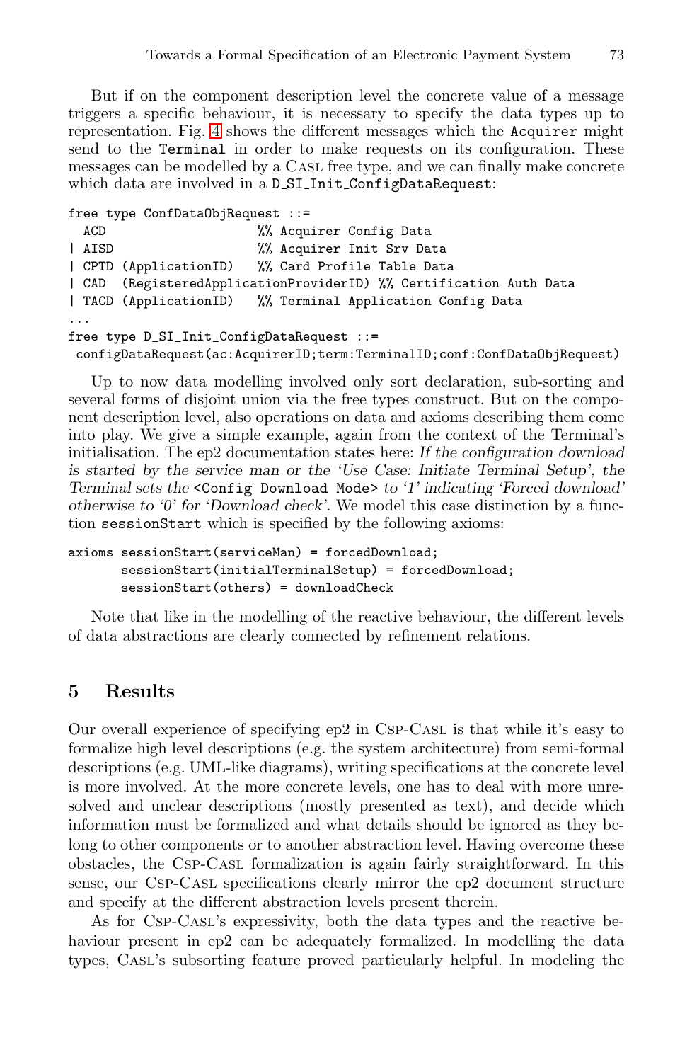But if on the component description level the concrete value of a message triggers a specific behaviour, it is necessary to specify the data types up to representation. Fig. 4 shows the different messages which the `Acquirer` might send to the `Terminal` in order to make requests on its configuration. These messages can be modelled by a CASL free type, and we can finally make concrete which data are involved in a `D_SI_Init_ConfigDataRequest`:

```
free type ConfDataObjRequest ::=
  ACD                    %% Acquirer Config Data
| AISD                   %% Acquirer Init Srv Data
| CPTD (ApplicationID)   %% Card Profile Table Data
| CAD  (RegisteredApplicationProviderID) %% Certification Auth Data
| TACD (ApplicationID)   %% Terminal Application Config Data
...
free type D_SI_Init_ConfigDataRequest ::=
 configDataRequest(ac:AcquirerID;term:TerminalID;conf:ConfDataObjRequest)
```

Up to now data modelling involved only sort declaration, sub-sorting and several forms of disjoint union via the free types construct. But on the component description level, also operations on data and axioms describing them come into play. We give a simple example, again from the context of the Terminal's initialisation. The ep2 documentation states here: *If the configuration download is started by the service man or the 'Use Case: Initiate Terminal Setup', the Terminal sets the* `<Config Download Mode>` *to '1' indicating 'Forced download' otherwise to '0' for 'Download check'.* We model this case distinction by a function `sessionStart` which is specified by the following axioms:

```
axioms sessionStart(serviceMan) = forcedDownload;
       sessionStart(initialTerminalSetup) = forcedDownload;
       sessionStart(others) = downloadCheck
```

Note that like in the modelling of the reactive behaviour, the different levels of data abstractions are clearly connected by refinement relations.

## 5 Results

Our overall experience of specifying ep2 in CSP-CASL is that while it's easy to formalize high level descriptions (e.g. the system architecture) from semi-formal descriptions (e.g. UML-like diagrams), writing specifications at the concrete level is more involved. At the more concrete levels, one has to deal with more unresolved and unclear descriptions (mostly presented as text), and decide which information must be formalized and what details should be ignored as they belong to other components or to another abstraction level. Having overcome these obstacles, the CSP-CASL formalization is again fairly straightforward. In this sense, our CSP-CASL specifications clearly mirror the ep2 document structure and specify at the different abstraction levels present therein.

As for CSP-CASL's expressivity, both the data types and the reactive behaviour present in ep2 can be adequately formalized. In modelling the data types, CASL's subsorting feature proved particularly helpful. In modeling the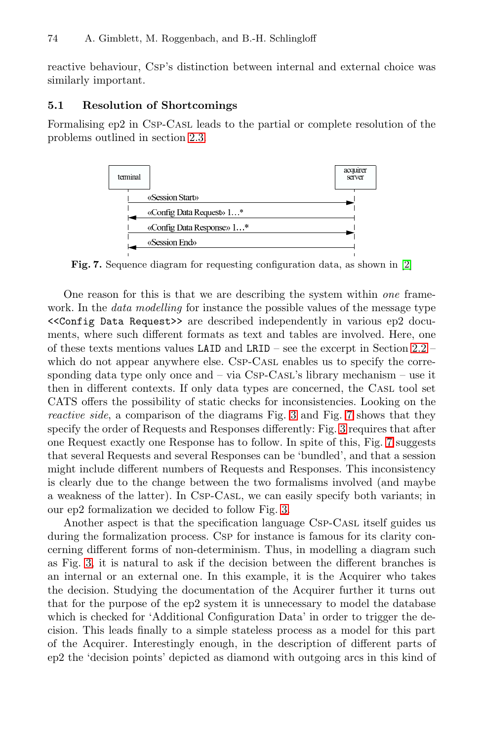reactive behaviour, CSP's distinction between internal and external choice was similarly important.

### 5.1 Resolution of Shortcomings

Formalising ep2 in CSP-CASL leads to the partial or complete resolution of the problems outlined in section 2.3.

Fig. 7. Sequence diagram for requesting configuration data, as shown in [2]

One reason for this is that we are describing the system within *one* framework. In the *data modelling* for instance the possible values of the message type `<<Config Data Request>>` are described independently in various ep2 documents, where such different formats as text and tables are involved. Here, one of these texts mentions values `LAID` and `LRID` – see the excerpt in Section 2.2 – which do not appear anywhere else. CSP-CASL enables us to specify the corresponding data type only once and – via CSP-CASL's library mechanism – use it then in different contexts. If only data types are concerned, the CASL tool set CATS offers the possibility of static checks for inconsistencies. Looking on the *reactive side*, a comparison of the diagrams Fig. 3 and Fig. 7 shows that they specify the order of Requests and Responses differently: Fig. 3 requires that after one Request exactly one Response has to follow. In spite of this, Fig. 7 suggests that several Requests and several Responses can be 'bundled', and that a session might include different numbers of Requests and Responses. This inconsistency is clearly due to the change between the two formalisms involved (and maybe a weakness of the latter). In CSP-CASL, we can easily specify both variants; in our ep2 formalization we decided to follow Fig. 3.

Another aspect is that the specification language CSP-CASL itself guides us during the formalization process. CSP for instance is famous for its clarity concerning different forms of non-determinism. Thus, in modelling a diagram such as Fig. 3, it is natural to ask if the decision between the different branches is an internal or an external one. In this example, it is the Acquirer who takes the decision. Studying the documentation of the Acquirer further it turns out that for the purpose of the ep2 system it is unnecessary to model the database which is checked for 'Additional Configuration Data' in order to trigger the decision. This leads finally to a simple stateless process as a model for this part of the Acquirer. Interestingly enough, in the description of different parts of ep2 the 'decision points' depicted as diamond with outgoing arcs in this kind of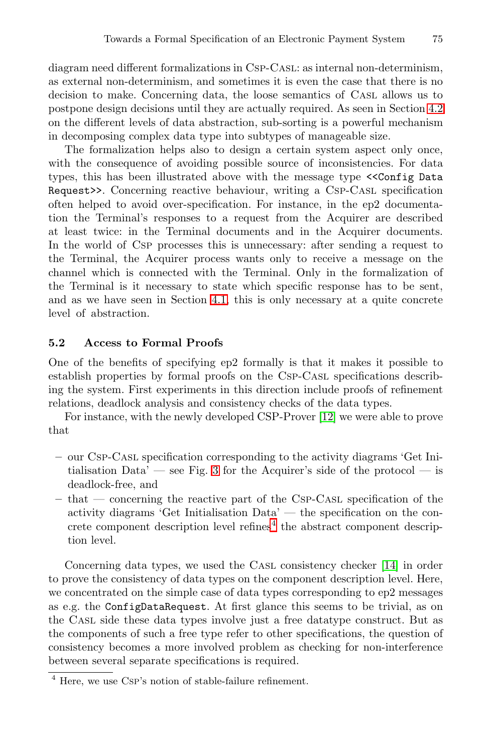diagram need different formalizations in Csp-Casl: as internal non-determinism, as external non-determinism, and sometimes it is even the case that there is no decision to make. Concerning data, the loose semantics of Casl allows us to postpone design decisions until they are actually required. As seen in Section 4.2 on the different levels of data abstraction, sub-sorting is a powerful mechanism in decomposing complex data type into subtypes of manageable size.

The formalization helps also to design a certain system aspect only once, with the consequence of avoiding possible source of inconsistencies. For data types, this has been illustrated above with the message type `<<Config Data Request>>`. Concerning reactive behaviour, writing a Csp-Casl specification often helped to avoid over-specification. For instance, in the ep2 documentation the Terminal's responses to a request from the Acquirer are described at least twice: in the Terminal documents and in the Acquirer documents. In the world of Csp processes this is unnecessary: after sending a request to the Terminal, the Acquirer process wants only to receive a message on the channel which is connected with the Terminal. Only in the formalization of the Terminal is it necessary to state which specific response has to be sent, and as we have seen in Section 4.1, this is only necessary at a quite concrete level of abstraction.

### 5.2 Access to Formal Proofs

One of the benefits of specifying ep2 formally is that it makes it possible to establish properties by formal proofs on the Csp-Casl specifications describing the system. First experiments in this direction include proofs of refinement relations, deadlock analysis and consistency checks of the data types.

For instance, with the newly developed CSP-Prover [12] we were able to prove that

- our Csp-Casl specification corresponding to the activity diagrams 'Get Initialisation Data' — see Fig. 3 for the Acquirer's side of the protocol — is deadlock-free, and
- that — concerning the reactive part of the Csp-Casl specification of the activity diagrams 'Get Initialisation Data' — the specification on the concrete component description level refines[4] the abstract component description level.

Concerning data types, we used the Casl consistency checker [14] in order to prove the consistency of data types on the component description level. Here, we concentrated on the simple case of data types corresponding to ep2 messages as e.g. the `ConfigDataRequest`. At first glance this seems to be trivial, as on the Casl side these data types involve just a free datatype construct. But as the components of such a free type refer to other specifications, the question of consistency becomes a more involved problem as checking for non-interference between several separate specifications is required.

[4] Here, we use Csp's notion of stable-failure refinement.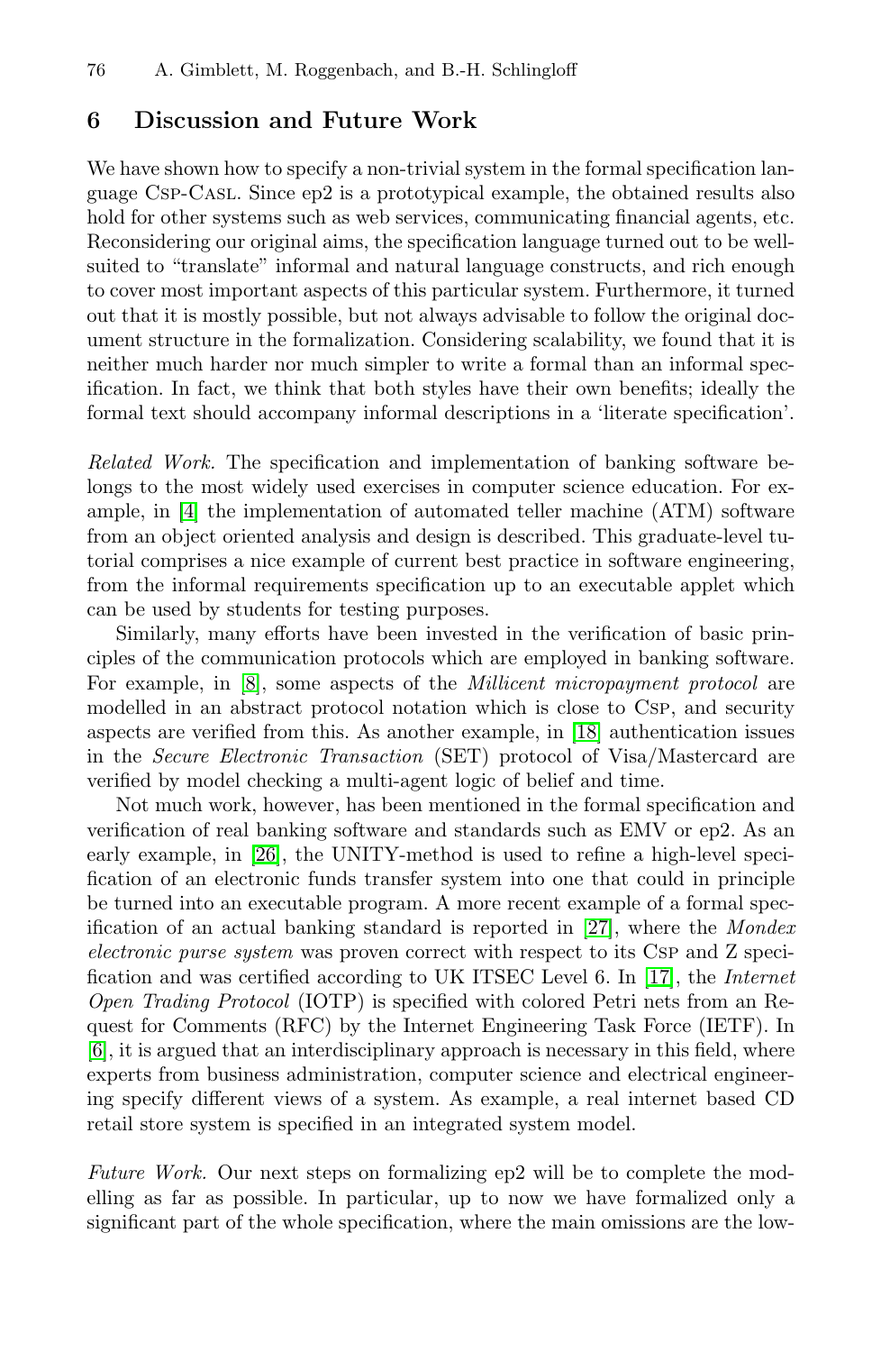## 6 Discussion and Future Work

We have shown how to specify a non-trivial system in the formal specification language Csp-Casl. Since ep2 is a prototypical example, the obtained results also hold for other systems such as web services, communicating financial agents, etc. Reconsidering our original aims, the specification language turned out to be well-suited to "translate" informal and natural language constructs, and rich enough to cover most important aspects of this particular system. Furthermore, it turned out that it is mostly possible, but not always advisable to follow the original document structure in the formalization. Considering scalability, we found that it is neither much harder nor much simpler to write a formal than an informal specification. In fact, we think that both styles have their own benefits; ideally the formal text should accompany informal descriptions in a 'literate specification'.

*Related Work.* The specification and implementation of banking software belongs to the most widely used exercises in computer science education. For example, in [4] the implementation of automated teller machine (ATM) software from an object oriented analysis and design is described. This graduate-level tutorial comprises a nice example of current best practice in software engineering, from the informal requirements specification up to an executable applet which can be used by students for testing purposes.

Similarly, many efforts have been invested in the verification of basic principles of the communication protocols which are employed in banking software. For example, in [8], some aspects of the *Millicent micropayment protocol* are modelled in an abstract protocol notation which is close to Csp, and security aspects are verified from this. As another example, in [18] authentication issues in the *Secure Electronic Transaction* (SET) protocol of Visa/Mastercard are verified by model checking a multi-agent logic of belief and time.

Not much work, however, has been mentioned in the formal specification and verification of real banking software and standards such as EMV or ep2. As an early example, in [26], the UNITY-method is used to refine a high-level specification of an electronic funds transfer system into one that could in principle be turned into an executable program. A more recent example of a formal specification of an actual banking standard is reported in [27], where the *Mondex electronic purse system* was proven correct with respect to its Csp and Z specification and was certified according to UK ITSEC Level 6. In [17], the *Internet Open Trading Protocol* (IOTP) is specified with colored Petri nets from an Request for Comments (RFC) by the Internet Engineering Task Force (IETF). In [6], it is argued that an interdisciplinary approach is necessary in this field, where experts from business administration, computer science and electrical engineering specify different views of a system. As example, a real internet based CD retail store system is specified in an integrated system model.

*Future Work.* Our next steps on formalizing ep2 will be to complete the modelling as far as possible. In particular, up to now we have formalized only a significant part of the whole specification, where the main omissions are the low-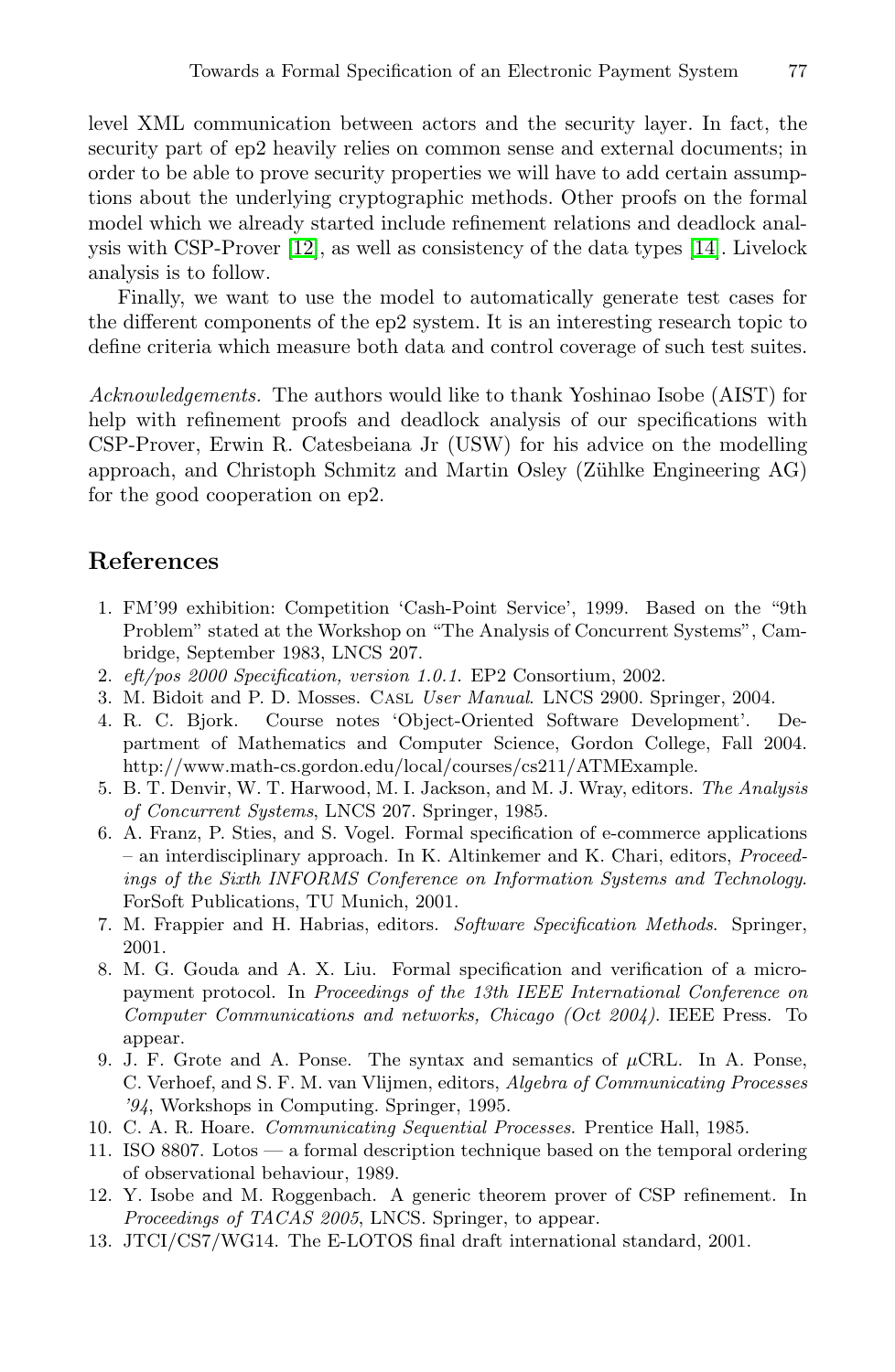level XML communication between actors and the security layer. In fact, the security part of ep2 heavily relies on common sense and external documents; in order to be able to prove security properties we will have to add certain assumptions about the underlying cryptographic methods. Other proofs on the formal model which we already started include refinement relations and deadlock analysis with CSP-Prover [12], as well as consistency of the data types [14]. Livelock analysis is to follow.

Finally, we want to use the model to automatically generate test cases for the different components of the ep2 system. It is an interesting research topic to define criteria which measure both data and control coverage of such test suites.

*Acknowledgements.* The authors would like to thank Yoshinao Isobe (AIST) for help with refinement proofs and deadlock analysis of our specifications with CSP-Prover, Erwin R. Catesbeiana Jr (USW) for his advice on the modelling approach, and Christoph Schmitz and Martin Osley (Zühlke Engineering AG) for the good cooperation on ep2.

## References

1. FM'99 exhibition: Competition 'Cash-Point Service', 1999. Based on the "9th Problem" stated at the Workshop on "The Analysis of Concurrent Systems", Cambridge, September 1983, LNCS 207.
2. *eft/pos 2000 Specification, version 1.0.1.* EP2 Consortium, 2002.
3. M. Bidoit and P. D. Mosses. Casl *User Manual.* LNCS 2900. Springer, 2004.
4. R. C. Bjork. Course notes 'Object-Oriented Software Development'. Department of Mathematics and Computer Science, Gordon College, Fall 2004. http://www.math-cs.gordon.edu/local/courses/cs211/ATMExample.
5. B. T. Denvir, W. T. Harwood, M. I. Jackson, and M. J. Wray, editors. *The Analysis of Concurrent Systems*, LNCS 207. Springer, 1985.
6. A. Franz, P. Sties, and S. Vogel. Formal specification of e-commerce applications – an interdisciplinary approach. In K. Altinkemer and K. Chari, editors, *Proceedings of the Sixth INFORMS Conference on Information Systems and Technology.* ForSoft Publications, TU Munich, 2001.
7. M. Frappier and H. Habrias, editors. *Software Specification Methods.* Springer, 2001.
8. M. G. Gouda and A. X. Liu. Formal specification and verification of a micropayment protocol. In *Proceedings of the 13th IEEE International Conference on Computer Communications and networks, Chicago (Oct 2004).* IEEE Press. To appear.
9. J. F. Grote and A. Ponse. The syntax and semantics of $\mu$CRL. In A. Ponse, C. Verhoef, and S. F. M. van Vlijmen, editors, *Algebra of Communicating Processes '94*, Workshops in Computing. Springer, 1995.
10. C. A. R. Hoare. *Communicating Sequential Processes.* Prentice Hall, 1985.
11. ISO 8807. Lotos — a formal description technique based on the temporal ordering of observational behaviour, 1989.
12. Y. Isobe and M. Roggenbach. A generic theorem prover of CSP refinement. In *Proceedings of TACAS 2005*, LNCS. Springer, to appear.
13. JTCI/CS7/WG14. The E-LOTOS final draft international standard, 2001.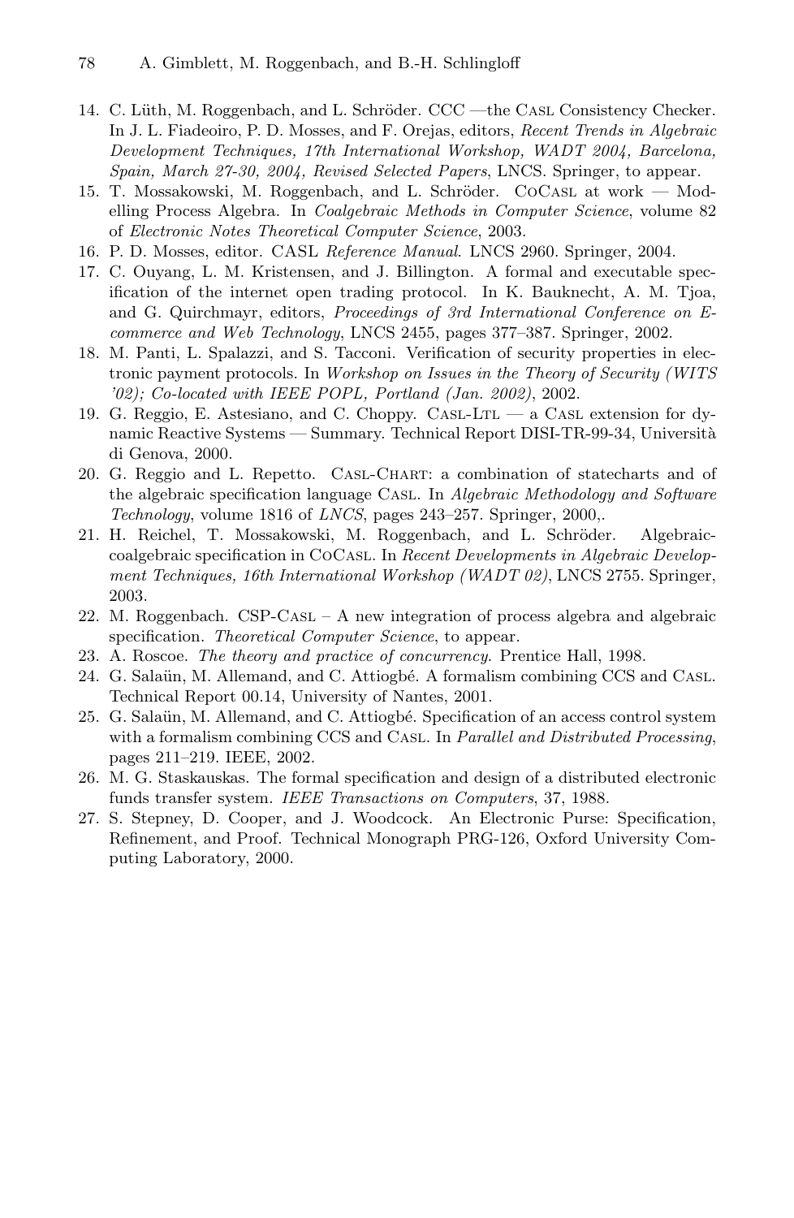14. C. Lüth, M. Roggenbach, and L. Schröder. CCC —the Casl Consistency Checker. In J. L. Fiadeoiro, P. D. Mosses, and F. Orejas, editors, *Recent Trends in Algebraic Development Techniques, 17th International Workshop, WADT 2004, Barcelona, Spain, March 27-30, 2004, Revised Selected Papers*, LNCS. Springer, to appear.
15. T. Mossakowski, M. Roggenbach, and L. Schröder. CoCasl at work — Modelling Process Algebra. In *Coalgebraic Methods in Computer Science*, volume 82 of *Electronic Notes Theoretical Computer Science*, 2003.
16. P. D. Mosses, editor. CASL *Reference Manual*. LNCS 2960. Springer, 2004.
17. C. Ouyang, L. M. Kristensen, and J. Billington. A formal and executable specification of the internet open trading protocol. In K. Bauknecht, A. M. Tjoa, and G. Quirchmayr, editors, *Proceedings of 3rd International Conference on E-commerce and Web Technology*, LNCS 2455, pages 377–387. Springer, 2002.
18. M. Panti, L. Spalazzi, and S. Tacconi. Verification of security properties in electronic payment protocols. In *Workshop on Issues in the Theory of Security (WITS '02); Co-located with IEEE POPL, Portland (Jan. 2002)*, 2002.
19. G. Reggio, E. Astesiano, and C. Choppy. Casl-Ltl — a Casl extension for dynamic Reactive Systems — Summary. Technical Report DISI-TR-99-34, Università di Genova, 2000.
20. G. Reggio and L. Repetto. Casl-Chart: a combination of statecharts and of the algebraic specification language Casl. In *Algebraic Methodology and Software Technology*, volume 1816 of *LNCS*, pages 243–257. Springer, 2000,.
21. H. Reichel, T. Mossakowski, M. Roggenbach, and L. Schröder. Algebraic-coalgebraic specification in CoCasl. In *Recent Developments in Algebraic Development Techniques, 16th International Workshop (WADT 02)*, LNCS 2755. Springer, 2003.
22. M. Roggenbach. CSP-Casl – A new integration of process algebra and algebraic specification. *Theoretical Computer Science*, to appear.
23. A. Roscoe. *The theory and practice of concurrency*. Prentice Hall, 1998.
24. G. Salaün, M. Allemand, and C. Attiogbé. A formalism combining CCS and Casl. Technical Report 00.14, University of Nantes, 2001.
25. G. Salaün, M. Allemand, and C. Attiogbé. Specification of an access control system with a formalism combining CCS and Casl. In *Parallel and Distributed Processing*, pages 211–219. IEEE, 2002.
26. M. G. Staskauskas. The formal specification and design of a distributed electronic funds transfer system. *IEEE Transactions on Computers*, 37, 1988.
27. S. Stepney, D. Cooper, and J. Woodcock. An Electronic Purse: Specification, Refinement, and Proof. Technical Monograph PRG-126, Oxford University Computing Laboratory, 2000.